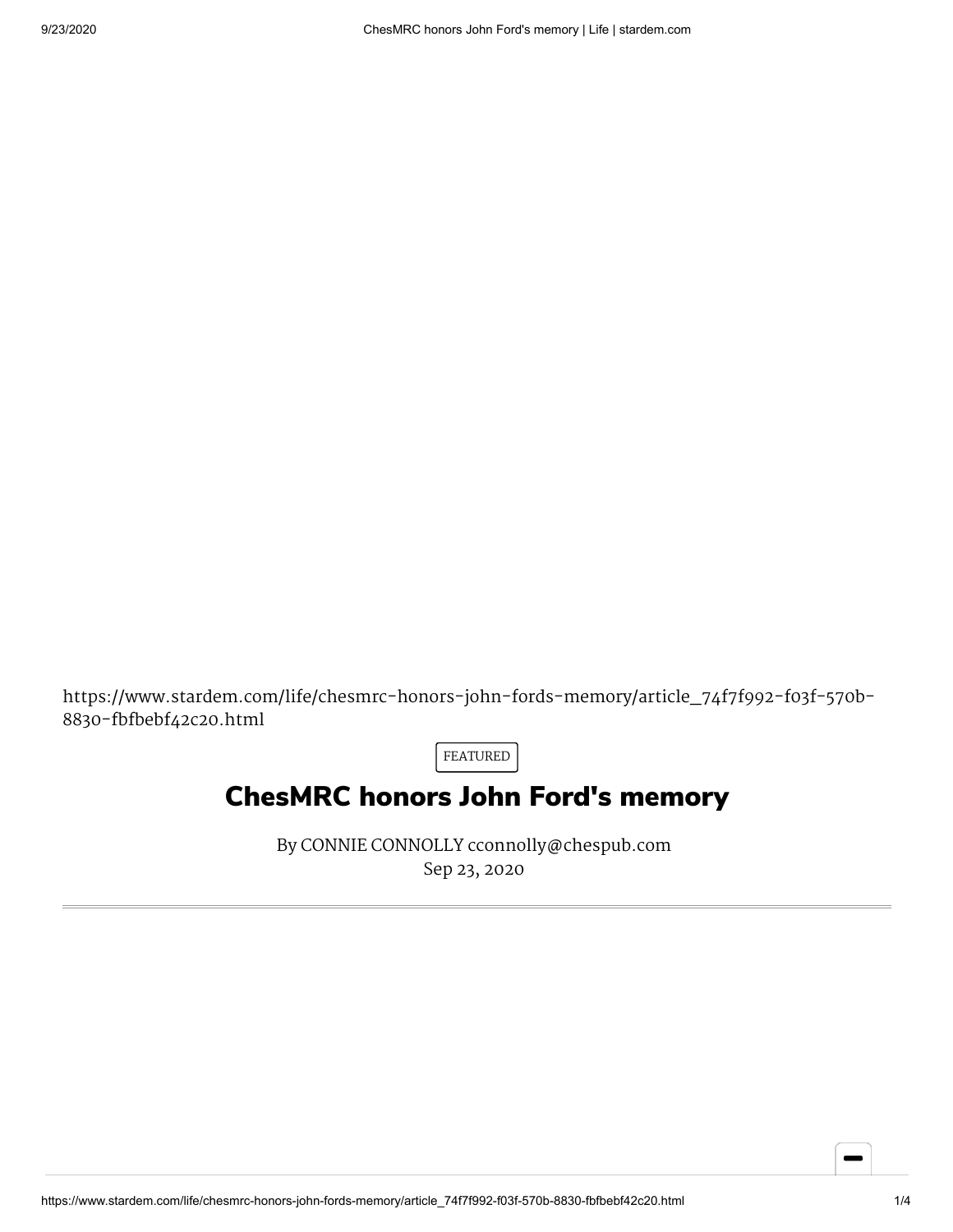https://www.stardem.com/life/chesmrc-honors-john-fords-memory/article_74f7f992-f03f-570b-8830-fbfbebf42c20.html

FEATURED

# ChesMRC honors John Ford's memory

By CONNIE CONNOLLY cconnolly@chespub.com
Sep 23, 2020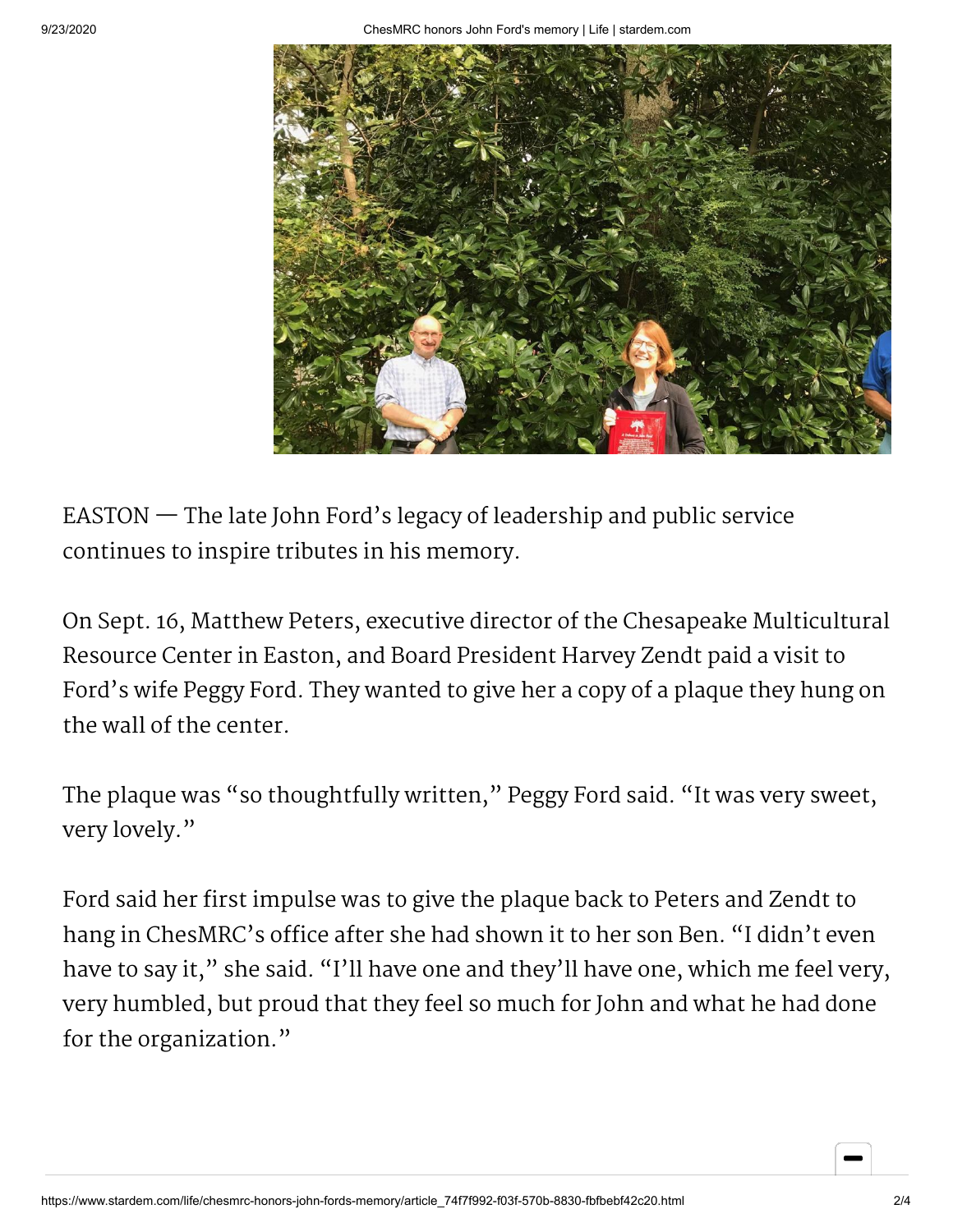EASTON — The late John Ford's legacy of leadership and public service continues to inspire tributes in his memory.

On Sept. 16, Matthew Peters, executive director of the Chesapeake Multicultural Resource Center in Easton, and Board President Harvey Zendt paid a visit to Ford's wife Peggy Ford. They wanted to give her a copy of a plaque they hung on the wall of the center.

The plaque was "so thoughtfully written," Peggy Ford said. "It was very sweet, very lovely."

Ford said her first impulse was to give the plaque back to Peters and Zendt to hang in ChesMRC's office after she had shown it to her son Ben. "I didn't even have to say it," she said. "I'll have one and they'll have one, which me feel very, very humbled, but proud that they feel so much for John and what he had done for the organization."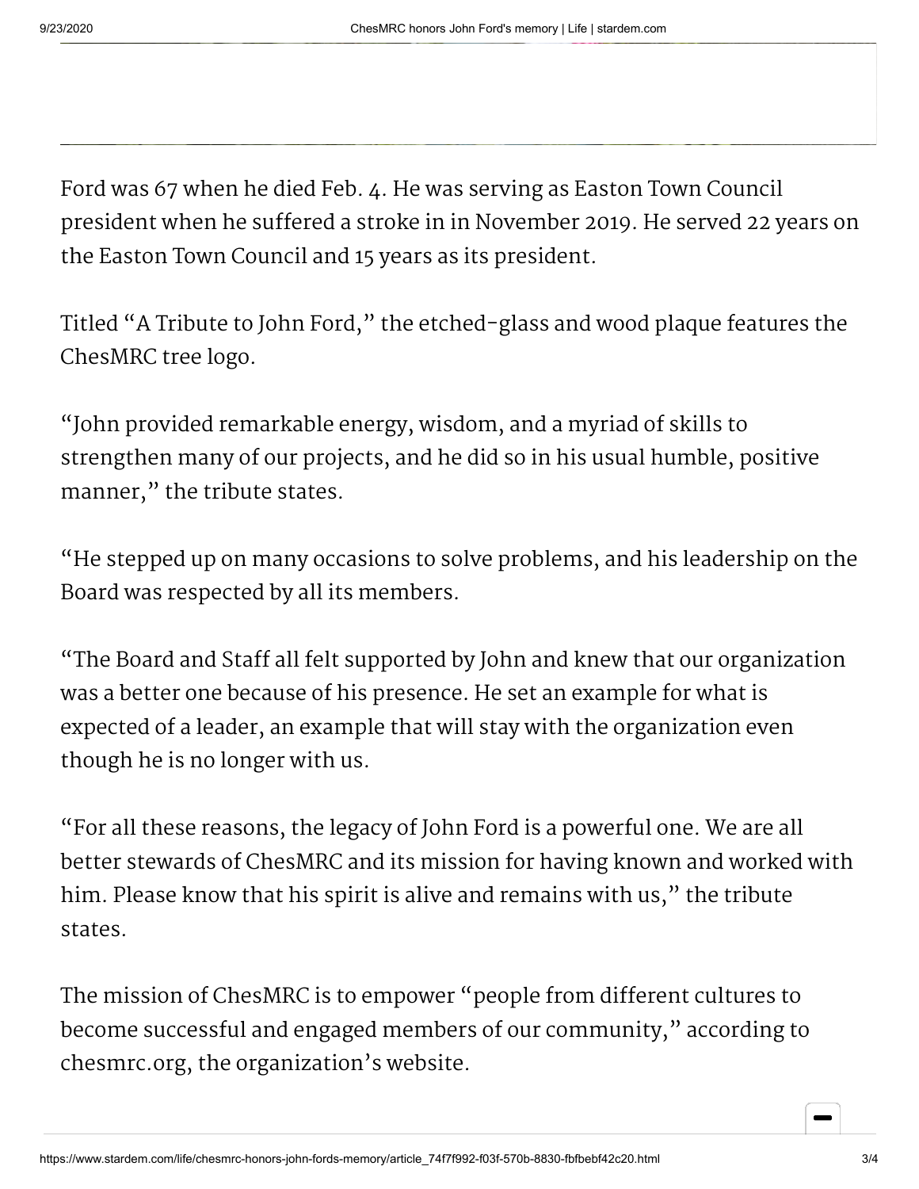Ford was 67 when he died Feb. 4. He was serving as Easton Town Council president when he suffered a stroke in in November 2019. He served 22 years on the Easton Town Council and 15 years as its president.

Titled "A Tribute to John Ford," the etched-glass and wood plaque features the ChesMRC tree logo.

"John provided remarkable energy, wisdom, and a myriad of skills to strengthen many of our projects, and he did so in his usual humble, positive manner," the tribute states.

"He stepped up on many occasions to solve problems, and his leadership on the Board was respected by all its members.

"The Board and Staff all felt supported by John and knew that our organization was a better one because of his presence. He set an example for what is expected of a leader, an example that will stay with the organization even though he is no longer with us.

"For all these reasons, the legacy of John Ford is a powerful one. We are all better stewards of ChesMRC and its mission for having known and worked with him. Please know that his spirit is alive and remains with us," the tribute states.

The mission of ChesMRC is to empower "people from different cultures to become successful and engaged members of our community," according to chesmrc.org, the organization's website.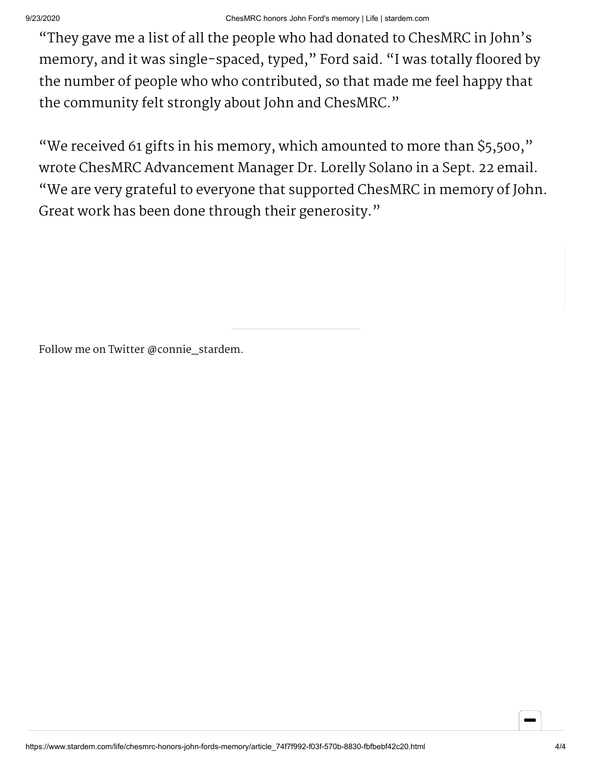"They gave me a list of all the people who had donated to ChesMRC in John's memory, and it was single-spaced, typed," Ford said. "I was totally floored by the number of people who who contributed, so that made me feel happy that the community felt strongly about John and ChesMRC."

"We received 61 gifts in his memory, which amounted to more than $5,500," wrote ChesMRC Advancement Manager Dr. Lorelly Solano in a Sept. 22 email. "We are very grateful to everyone that supported ChesMRC in memory of John. Great work has been done through their generosity."

Follow me on Twitter @connie_stardem.